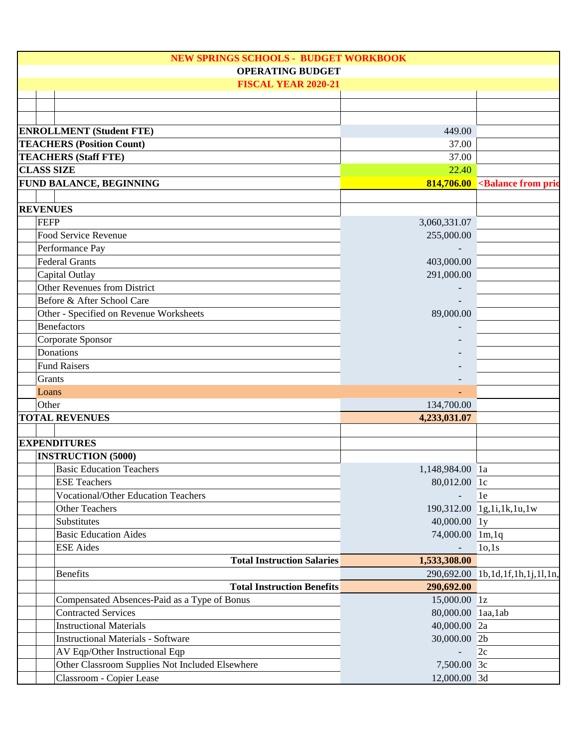**NEW SPRINGS SCHOOLS - BUDGET WORKBOOK**

**OPERATING BUDGET**

**FISCAL YEAR 2020-21**

| | | |
|---|---|---|
| **ENROLLMENT (Student FTE)** | 449.00 | |
| **TEACHERS (Position Count)** | 37.00 | |
| **TEACHERS (Staff FTE)** | 37.00 | |
| **CLASS SIZE** | 22.40 | |
| **FUND BALANCE, BEGINNING** | **814,706.00** | **<Balance from pric** |
| | | |
| **REVENUES** | | |
| FEFP | 3,060,331.07 | |
| Food Service Revenue | 255,000.00 | |
| Performance Pay | - | |
| Federal Grants | 403,000.00 | |
| Capital Outlay | 291,000.00 | |
| Other Revenues from District | - | |
| Before & After School Care | - | |
| Other - Specified on Revenue Worksheets | 89,000.00 | |
| Benefactors | - | |
| Corporate Sponsor | - | |
| Donations | - | |
| Fund Raisers | - | |
| Grants | - | |
| Loans | - | |
| Other | 134,700.00 | |
| **TOTAL REVENUES** | **4,233,031.07** | |
| | | |
| **EXPENDITURES** | | |
| **INSTRUCTION (5000)** | | |
| Basic Education Teachers | 1,148,984.00 | 1a |
| ESE Teachers | 80,012.00 | 1c |
| Vocational/Other Education Teachers | - | 1e |
| Other Teachers | 190,312.00 | 1g,1i,1k,1u,1w |
| Substitutes | 40,000.00 | 1y |
| Basic Education Aides | 74,000.00 | 1m,1q |
| ESE Aides | - | 1o,1s |
| **Total Instruction Salaries** | **1,533,308.00** | |
| Benefits | 290,692.00 | 1b,1d,1f,1h,1j,1l,1n, |
| **Total Instruction Benefits** | **290,692.00** | |
| Compensated Absences-Paid as a Type of Bonus | 15,000.00 | 1z |
| Contracted Services | 80,000.00 | 1aa,1ab |
| Instructional Materials | 40,000.00 | 2a |
| Instructional Materials - Software | 30,000.00 | 2b |
| AV Eqp/Other Instructional Eqp | - | 2c |
| Other Classroom Supplies Not Included Elsewhere | 7,500.00 | 3c |
| Classroom - Copier Lease | 12,000.00 | 3d |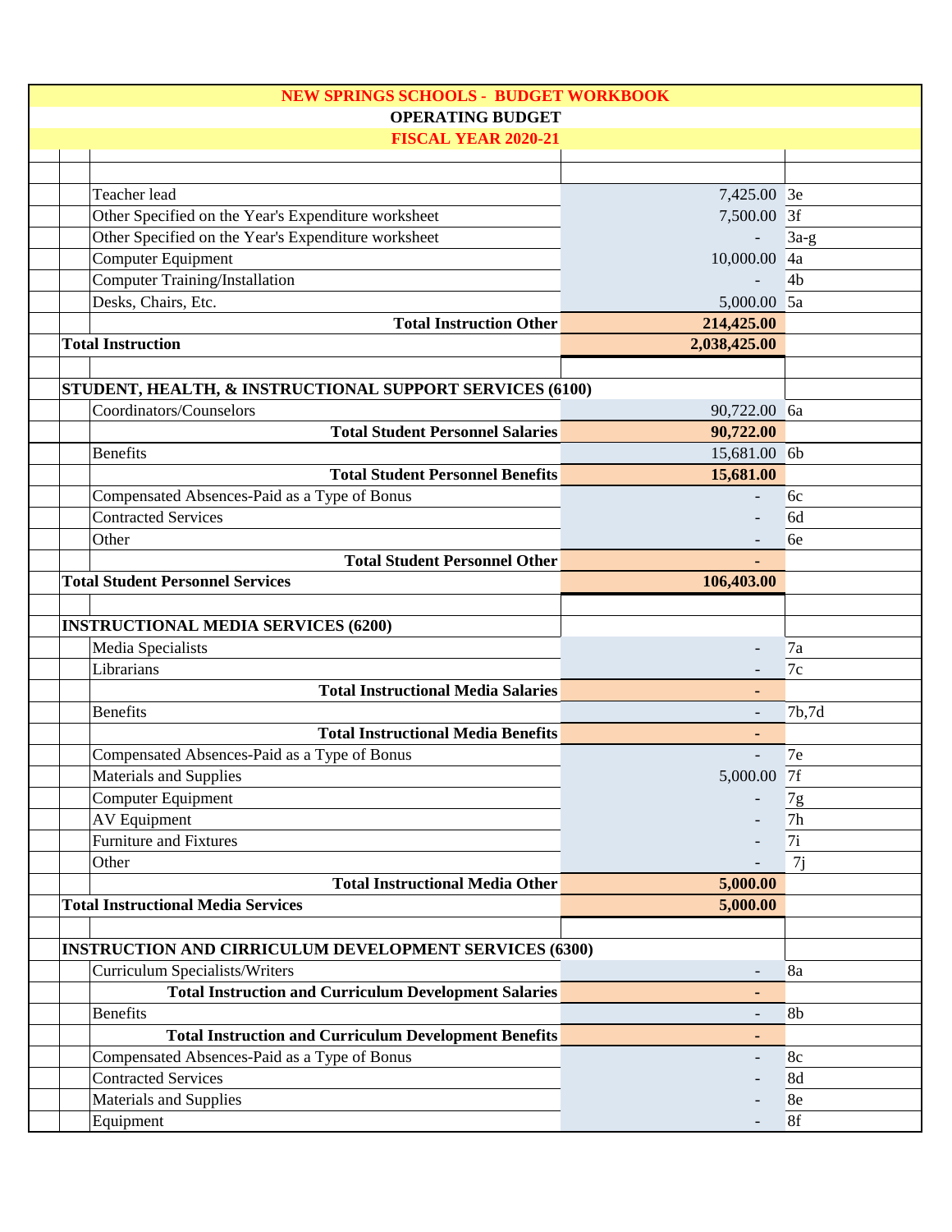**NEW SPRINGS SCHOOLS - BUDGET WORKBOOK**

**OPERATING BUDGET**

**FISCAL YEAR 2020-21**

| Item | Amount | Ref |
|---|---|---|
| Teacher lead | 7,425.00 | 3e |
| Other Specified on the Year's Expenditure worksheet | 7,500.00 | 3f |
| Other Specified on the Year's Expenditure worksheet | - | 3a-g |
| Computer Equipment | 10,000.00 | 4a |
| Computer Training/Installation | - | 4b |
| Desks, Chairs, Etc. | 5,000.00 | 5a |
| **Total Instruction Other** | **214,425.00** | |
| **Total Instruction** | **2,038,425.00** | |
| | | |
| **STUDENT, HEALTH, & INSTRUCTIONAL SUPPORT SERVICES (6100)** | | |
| Coordinators/Counselors | 90,722.00 | 6a |
| **Total Student Personnel Salaries** | **90,722.00** | |
| Benefits | 15,681.00 | 6b |
| **Total Student Personnel Benefits** | **15,681.00** | |
| Compensated Absences-Paid as a Type of Bonus | - | 6c |
| Contracted Services | - | 6d |
| Other | - | 6e |
| **Total Student Personnel Other** | **-** | |
| **Total Student Personnel Services** | **106,403.00** | |
| | | |
| **INSTRUCTIONAL MEDIA SERVICES (6200)** | | |
| Media Specialists | - | 7a |
| Librarians | - | 7c |
| **Total Instructional Media Salaries** | **-** | |
| Benefits | - | 7b,7d |
| **Total Instructional Media Benefits** | **-** | |
| Compensated Absences-Paid as a Type of Bonus | - | 7e |
| Materials and Supplies | 5,000.00 | 7f |
| Computer Equipment | - | 7g |
| AV Equipment | - | 7h |
| Furniture and Fixtures | - | 7i |
| Other | - | 7j |
| **Total Instructional Media Other** | **5,000.00** | |
| **Total Instructional Media Services** | **5,000.00** | |
| | | |
| **INSTRUCTION AND CIRRICULUM DEVELOPMENT SERVICES (6300)** | | |
| Curriculum Specialists/Writers | - | 8a |
| **Total Instruction and Curriculum Development Salaries** | **-** | |
| Benefits | - | 8b |
| **Total Instruction and Curriculum Development Benefits** | **-** | |
| Compensated Absences-Paid as a Type of Bonus | - | 8c |
| Contracted Services | - | 8d |
| Materials and Supplies | - | 8e |
| Equipment | - | 8f |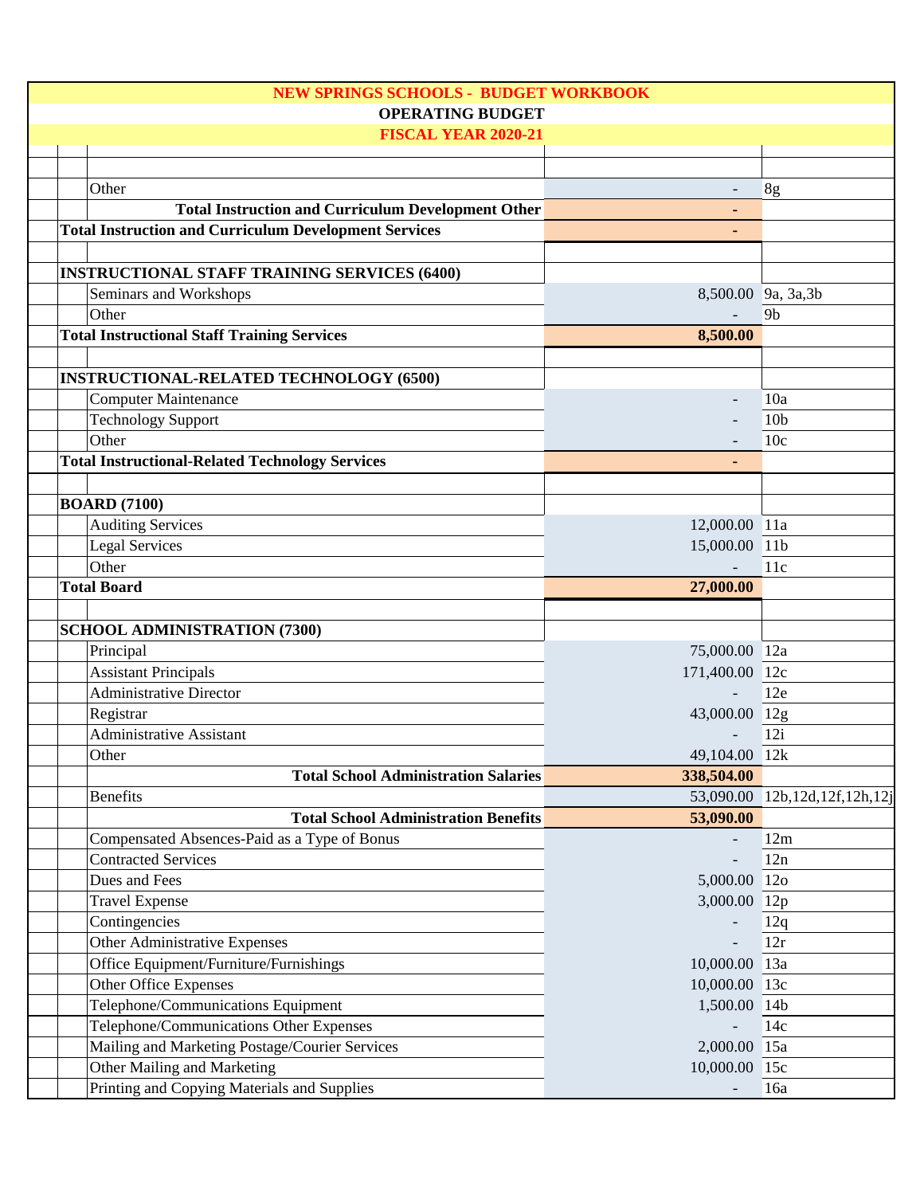# NEW SPRINGS SCHOOLS - BUDGET WORKBOOK

## OPERATING BUDGET

## FISCAL YEAR 2020-21

| Item | Amount | Reference |
|---|---|---|
| Other | - | 8g |
| **Total Instruction and Curriculum Development Other** | - | |
| **Total Instruction and Curriculum Development Services** | - | |
| | | |
| **INSTRUCTIONAL STAFF TRAINING SERVICES (6400)** | | |
| Seminars and Workshops | 8,500.00 | 9a, 3a,3b |
| Other | - | 9b |
| **Total Instructional Staff Training Services** | **8,500.00** | |
| | | |
| **INSTRUCTIONAL-RELATED TECHNOLOGY (6500)** | | |
| Computer Maintenance | - | 10a |
| Technology Support | - | 10b |
| Other | - | 10c |
| **Total Instructional-Related Technology Services** | - | |
| | | |
| **BOARD (7100)** | | |
| Auditing Services | 12,000.00 | 11a |
| Legal Services | 15,000.00 | 11b |
| Other | - | 11c |
| **Total Board** | **27,000.00** | |
| | | |
| **SCHOOL ADMINISTRATION (7300)** | | |
| Principal | 75,000.00 | 12a |
| Assistant Principals | 171,400.00 | 12c |
| Administrative Director | - | 12e |
| Registrar | 43,000.00 | 12g |
| Administrative Assistant | - | 12i |
| Other | 49,104.00 | 12k |
| **Total School Administration Salaries** | **338,504.00** | |
| Benefits | 53,090.00 | 12b,12d,12f,12h,12j |
| **Total School Administration Benefits** | **53,090.00** | |
| Compensated Absences-Paid as a Type of Bonus | - | 12m |
| Contracted Services | - | 12n |
| Dues and Fees | 5,000.00 | 12o |
| Travel Expense | 3,000.00 | 12p |
| Contingencies | - | 12q |
| Other Administrative Expenses | - | 12r |
| Office Equipment/Furniture/Furnishings | 10,000.00 | 13a |
| Other Office Expenses | 10,000.00 | 13c |
| Telephone/Communications Equipment | 1,500.00 | 14b |
| Telephone/Communications Other Expenses | - | 14c |
| Mailing and Marketing Postage/Courier Services | 2,000.00 | 15a |
| Other Mailing and Marketing | 10,000.00 | 15c |
| Printing and Copying Materials and Supplies | - | 16a |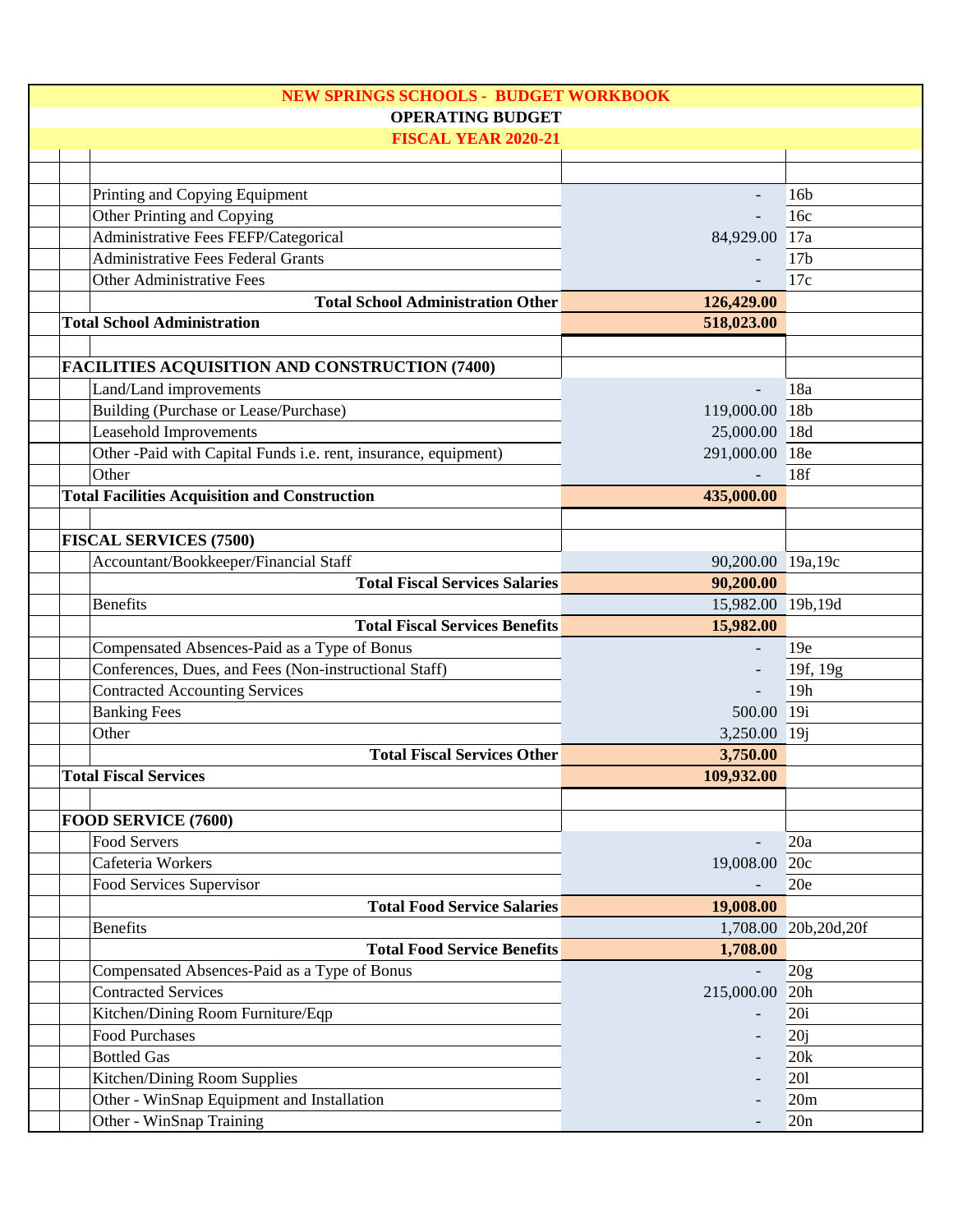**NEW SPRINGS SCHOOLS - BUDGET WORKBOOK**

**OPERATING BUDGET**

**FISCAL YEAR 2020-21**

| Description | Amount | Ref |
|---|---|---|
| Printing and Copying Equipment | - | 16b |
| Other Printing and Copying | - | 16c |
| Administrative Fees FEFP/Categorical | 84,929.00 | 17a |
| Administrative Fees Federal Grants | - | 17b |
| Other Administrative Fees | - | 17c |
| **Total School Administration Other** | **126,429.00** | |
| **Total School Administration** | **518,023.00** | |
| | | |
| **FACILITIES ACQUISITION AND CONSTRUCTION (7400)** | | |
| Land/Land improvements | - | 18a |
| Building (Purchase or Lease/Purchase) | 119,000.00 | 18b |
| Leasehold Improvements | 25,000.00 | 18d |
| Other -Paid with Capital Funds i.e. rent, insurance, equipment) | 291,000.00 | 18e |
| Other | - | 18f |
| **Total Facilities Acquisition and Construction** | **435,000.00** | |
| | | |
| **FISCAL SERVICES (7500)** | | |
| Accountant/Bookkeeper/Financial Staff | 90,200.00 | 19a,19c |
| **Total Fiscal Services Salaries** | **90,200.00** | |
| Benefits | 15,982.00 | 19b,19d |
| **Total Fiscal Services Benefits** | **15,982.00** | |
| Compensated Absences-Paid as a Type of Bonus | - | 19e |
| Conferences, Dues, and Fees (Non-instructional Staff) | - | 19f, 19g |
| Contracted Accounting Services | - | 19h |
| Banking Fees | 500.00 | 19i |
| Other | 3,250.00 | 19j |
| **Total Fiscal Services Other** | **3,750.00** | |
| **Total Fiscal Services** | **109,932.00** | |
| | | |
| **FOOD SERVICE (7600)** | | |
| Food Servers | - | 20a |
| Cafeteria Workers | 19,008.00 | 20c |
| Food Services Supervisor | - | 20e |
| **Total Food Service Salaries** | **19,008.00** | |
| Benefits | 1,708.00 | 20b,20d,20f |
| **Total Food Service Benefits** | **1,708.00** | |
| Compensated Absences-Paid as a Type of Bonus | - | 20g |
| Contracted Services | 215,000.00 | 20h |
| Kitchen/Dining Room Furniture/Eqp | - | 20i |
| Food Purchases | - | 20j |
| Bottled Gas | - | 20k |
| Kitchen/Dining Room Supplies | - | 20l |
| Other - WinSnap Equipment and Installation | - | 20m |
| Other - WinSnap Training | - | 20n |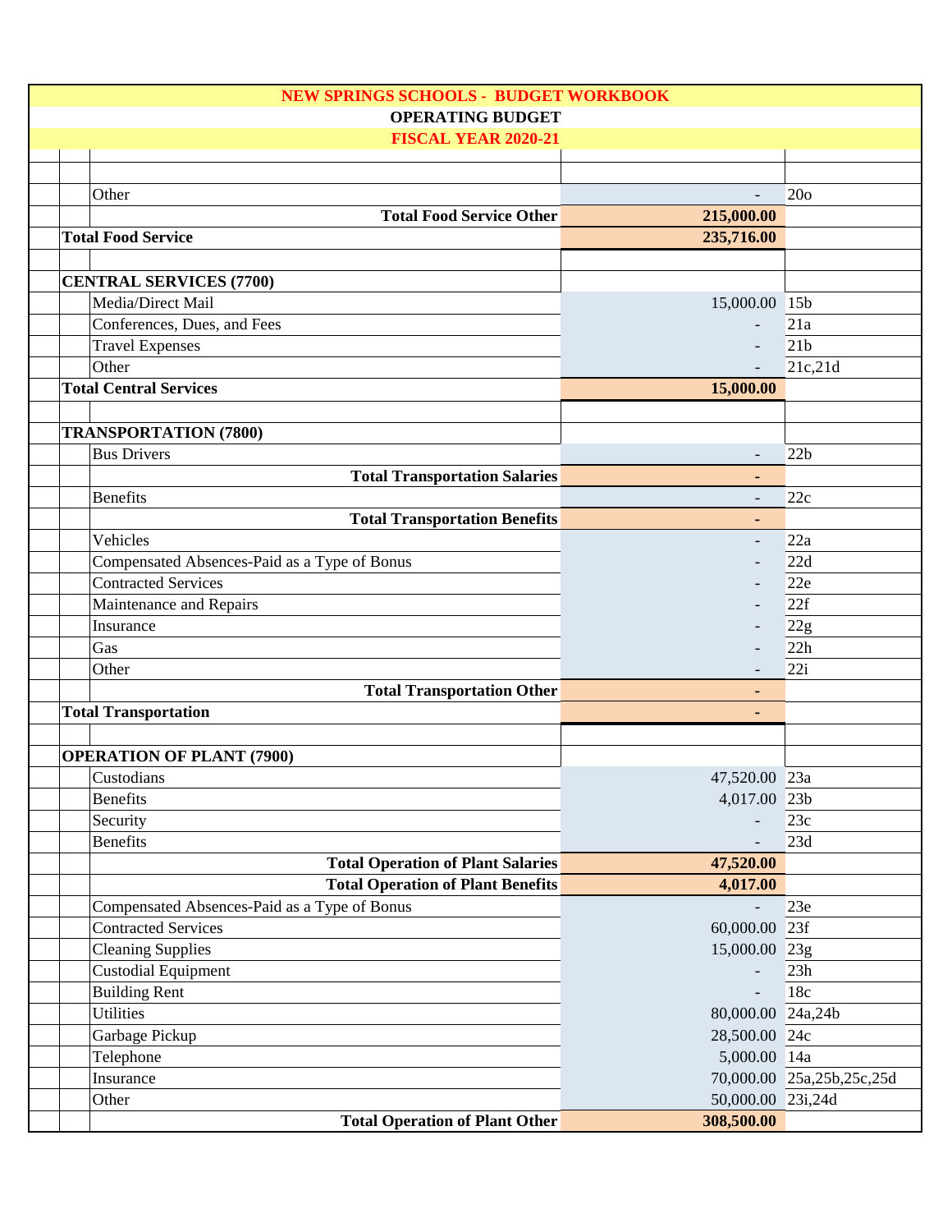**NEW SPRINGS SCHOOLS - BUDGET WORKBOOK**

**OPERATING BUDGET**

**FISCAL YEAR 2020-21**

| Item | Amount | Ref |
|---|---|---|
| Other | - | 20o |
| **Total Food Service Other** | **215,000.00** | |
| **Total Food Service** | **235,716.00** | |
| | | |
| **CENTRAL SERVICES (7700)** | | |
| Media/Direct Mail | 15,000.00 | 15b |
| Conferences, Dues, and Fees | - | 21a |
| Travel Expenses | - | 21b |
| Other | - | 21c,21d |
| **Total Central Services** | **15,000.00** | |
| | | |
| **TRANSPORTATION (7800)** | | |
| Bus Drivers | - | 22b |
| **Total Transportation Salaries** | **-** | |
| Benefits | - | 22c |
| **Total Transportation Benefits** | **-** | |
| Vehicles | - | 22a |
| Compensated Absences-Paid as a Type of Bonus | - | 22d |
| Contracted Services | - | 22e |
| Maintenance and Repairs | - | 22f |
| Insurance | - | 22g |
| Gas | - | 22h |
| Other | - | 22i |
| **Total Transportation Other** | **-** | |
| **Total Transportation** | **-** | |
| | | |
| **OPERATION OF PLANT (7900)** | | |
| Custodians | 47,520.00 | 23a |
| Benefits | 4,017.00 | 23b |
| Security | - | 23c |
| Benefits | - | 23d |
| **Total Operation of Plant Salaries** | **47,520.00** | |
| **Total Operation of Plant Benefits** | **4,017.00** | |
| Compensated Absences-Paid as a Type of Bonus | - | 23e |
| Contracted Services | 60,000.00 | 23f |
| Cleaning Supplies | 15,000.00 | 23g |
| Custodial Equipment | - | 23h |
| Building Rent | - | 18c |
| Utilities | 80,000.00 | 24a,24b |
| Garbage Pickup | 28,500.00 | 24c |
| Telephone | 5,000.00 | 14a |
| Insurance | 70,000.00 | 25a,25b,25c,25d |
| Other | 50,000.00 | 23i,24d |
| **Total Operation of Plant Other** | **308,500.00** | |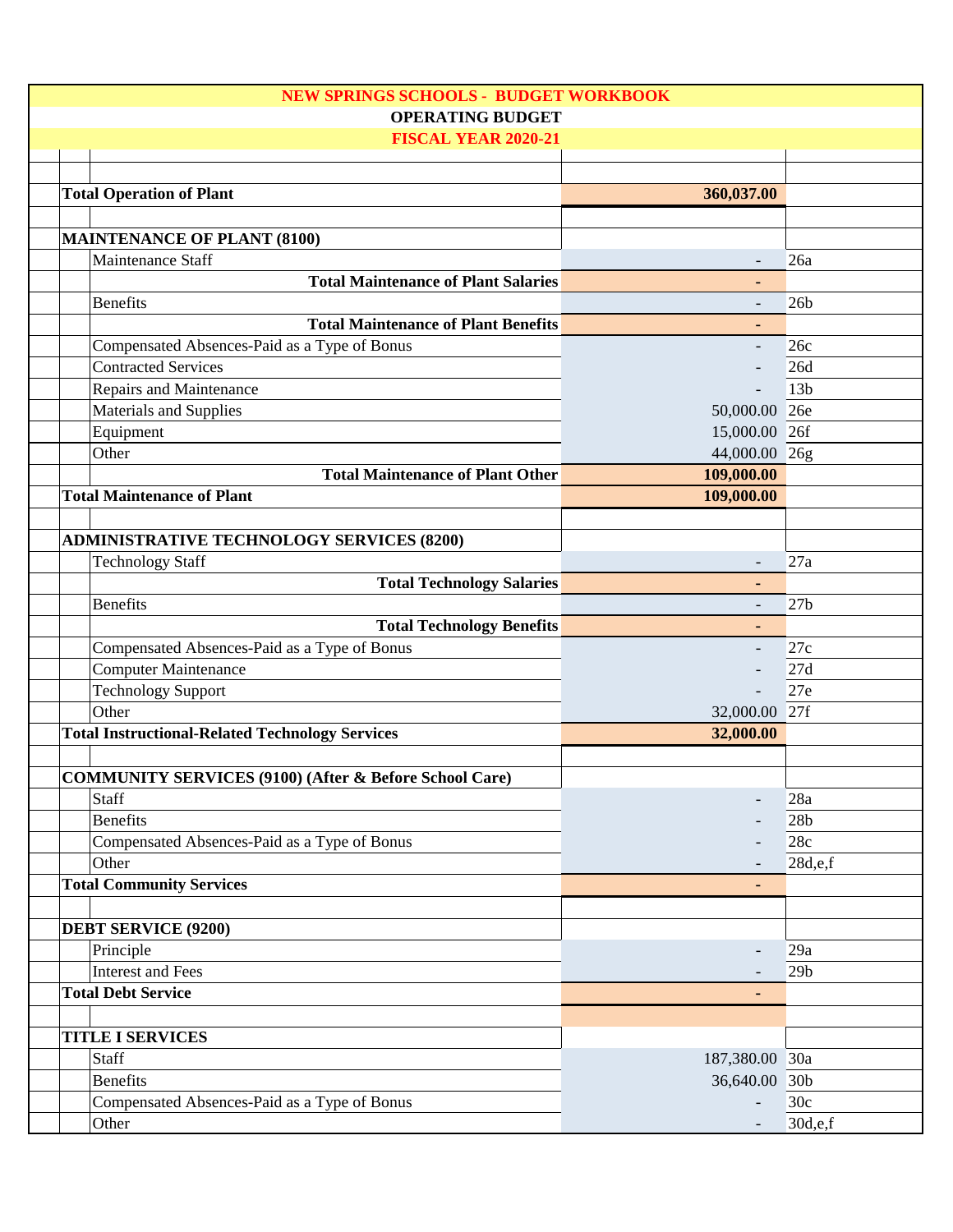**NEW SPRINGS SCHOOLS - BUDGET WORKBOOK**

**OPERATING BUDGET**

**FISCAL YEAR 2020-21**

| Description | Amount | Ref |
|---|---|---|
| **Total Operation of Plant** | **360,037.00** | |
| | | |
| **MAINTENANCE OF PLANT (8100)** | | |
| Maintenance Staff | - | 26a |
| **Total Maintenance of Plant Salaries** | - | |
| Benefits | - | 26b |
| **Total Maintenance of Plant Benefits** | - | |
| Compensated Absences-Paid as a Type of Bonus | - | 26c |
| Contracted Services | - | 26d |
| Repairs and Maintenance | - | 13b |
| Materials and Supplies | 50,000.00 | 26e |
| Equipment | 15,000.00 | 26f |
| Other | 44,000.00 | 26g |
| **Total Maintenance of Plant Other** | **109,000.00** | |
| **Total Maintenance of Plant** | **109,000.00** | |
| | | |
| **ADMINISTRATIVE TECHNOLOGY SERVICES (8200)** | | |
| Technology Staff | - | 27a |
| **Total Technology Salaries** | - | |
| Benefits | - | 27b |
| **Total Technology Benefits** | - | |
| Compensated Absences-Paid as a Type of Bonus | - | 27c |
| Computer Maintenance | - | 27d |
| Technology Support | - | 27e |
| Other | 32,000.00 | 27f |
| **Total Instructional-Related Technology Services** | **32,000.00** | |
| | | |
| **COMMUNITY SERVICES (9100) (After & Before School Care)** | | |
| Staff | - | 28a |
| Benefits | - | 28b |
| Compensated Absences-Paid as a Type of Bonus | - | 28c |
| Other | - | 28d,e,f |
| **Total Community Services** | - | |
| | | |
| **DEBT SERVICE (9200)** | | |
| Principle | - | 29a |
| Interest and Fees | - | 29b |
| **Total Debt Service** | - | |
| | | |
| **TITLE I SERVICES** | | |
| Staff | 187,380.00 | 30a |
| Benefits | 36,640.00 | 30b |
| Compensated Absences-Paid as a Type of Bonus | - | 30c |
| Other | - | 30d,e,f |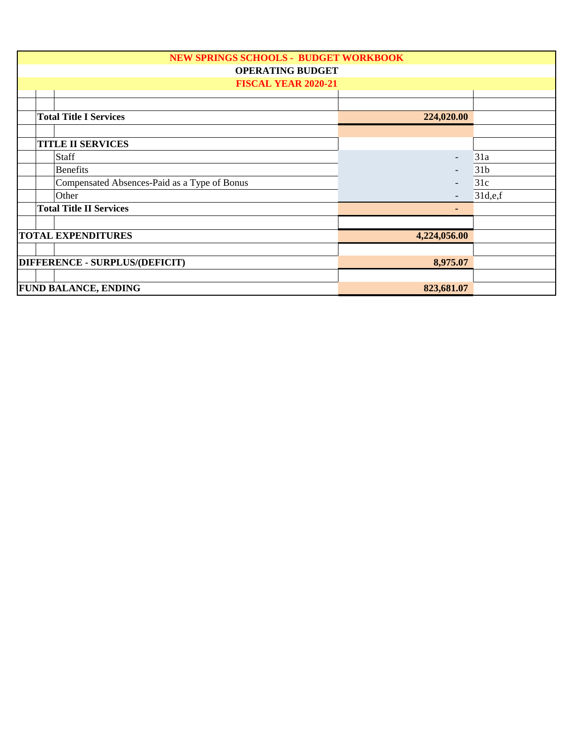**NEW SPRINGS SCHOOLS - BUDGET WORKBOOK**

**OPERATING BUDGET**

**FISCAL YEAR 2020-21**

| | | |
|---|---|---|
| **Total Title I Services** | **224,020.00** | |
| | | |
| **TITLE II SERVICES** | | |
| Staff | - | 31a |
| Benefits | - | 31b |
| Compensated Absences-Paid as a Type of Bonus | - | 31c |
| Other | - | 31d,e,f |
| **Total Title II Services** | **-** | |
| | | |
| **TOTAL EXPENDITURES** | **4,224,056.00** | |
| | | |
| **DIFFERENCE - SURPLUS/(DEFICIT)** | **8,975.07** | |
| | | |
| **FUND BALANCE, ENDING** | **823,681.07** | |